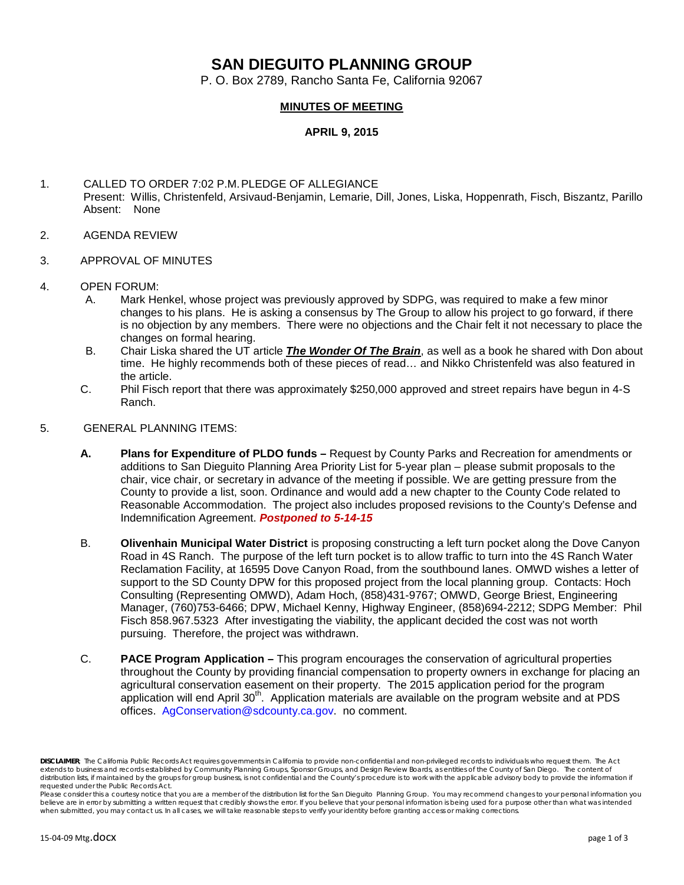# SAN DIEGUITO PLANNING GROUP

P. O. Box 2789, Rancho Santa Fe, California 92067

**MINUTES OF MEETING**

**APRIL 9, 2015**

1. CALLED TO ORDER 7:02 P.M. PLEDGE OF ALLEGIANCE
   Present: Willis, Christenfeld, Arsivaud-Benjamin, Lemarie, Dill, Jones, Liska, Hoppenrath, Fisch, Biszantz, Parillo
   Absent: None

2. AGENDA REVIEW

3. APPROVAL OF MINUTES

4. OPEN FORUM:
   - A. Mark Henkel, whose project was previously approved by SDPG, was required to make a few minor changes to his plans. He is asking a consensus by The Group to allow his project to go forward, if there is no objection by any members. There were no objections and the Chair felt it not necessary to place the changes on formal hearing.
   - B. Chair Liska shared the UT article ***The Wonder Of The Brain***, as well as a book he shared with Don about time. He highly recommends both of these pieces of read… and Nikko Christenfeld was also featured in the article.
   - C. Phil Fisch report that there was approximately $250,000 approved and street repairs have begun in 4-S Ranch.

5. GENERAL PLANNING ITEMS:
   - **A. Plans for Expenditure of PLDO funds –** Request by County Parks and Recreation for amendments or additions to San Dieguito Planning Area Priority List for 5-year plan – please submit proposals to the chair, vice chair, or secretary in advance of the meeting if possible. We are getting pressure from the County to provide a list, soon. Ordinance and would add a new chapter to the County Code related to Reasonable Accommodation. The project also includes proposed revisions to the County's Defense and Indemnification Agreement. ***Postponed to 5-14-15***
   - B. **Olivenhain Municipal Water District** is proposing constructing a left turn pocket along the Dove Canyon Road in 4S Ranch. The purpose of the left turn pocket is to allow traffic to turn into the 4S Ranch Water Reclamation Facility, at 16595 Dove Canyon Road, from the southbound lanes. OMWD wishes a letter of support to the SD County DPW for this proposed project from the local planning group. Contacts: Hoch Consulting (Representing OMWD), Adam Hoch, (858)431-9767; OMWD, George Briest, Engineering Manager, (760)753-6466; DPW, Michael Kenny, Highway Engineer, (858)694-2212; SDPG Member: Phil Fisch 858.967.5323 After investigating the viability, the applicant decided the cost was not worth pursuing. Therefore, the project was withdrawn.
   - C. **PACE Program Application –** This program encourages the conservation of agricultural properties throughout the County by providing financial compensation to property owners in exchange for placing an agricultural conservation easement on their property. The 2015 application period for the program application will end April 30th. Application materials are available on the program website and at PDS offices. AgConservation@sdcounty.ca.gov. no comment.

**DISCLAIMER**; The California Public Records Act requires governments in California to provide non-confidential and non-privileged records to individuals who request them. The Act extends to business and records established by Community Planning Groups, Sponsor Groups, and Design Review Boards, as entities of the County of San Diego. The content of distribution lists, if maintained by the groups for group business, is not confidential and the County's procedure is to work with the applicable advisory body to provide the information if requested under the Public Records Act.
Please consider this a courtesy notice that you are a member of the distribution list for the San Dieguito Planning Group. You may recommend changes to your personal information you believe are in error by submitting a written request that credibly shows the error. If you believe that your personal information is being used for a purpose other than what was intended when submitted, you may contact us. In all cases, we will take reasonable steps to verify your identity before granting access or making corrections.

15-04-09 Mtg.docx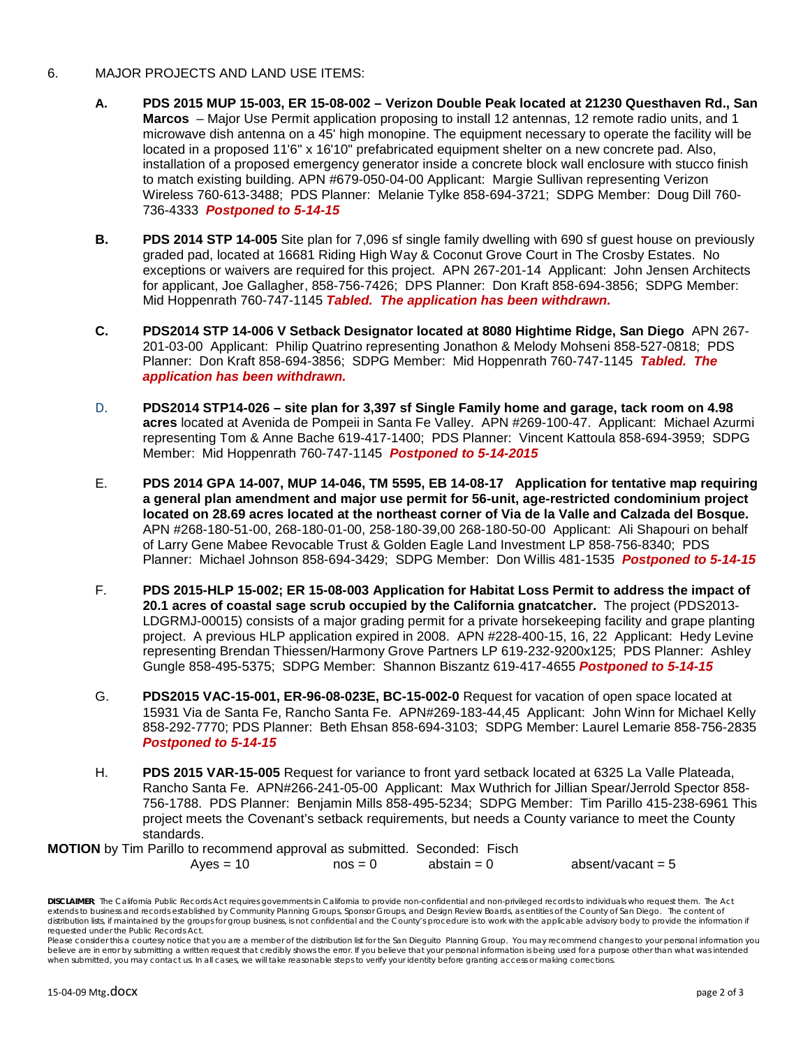6. MAJOR PROJECTS AND LAND USE ITEMS:

   A. **PDS 2015 MUP 15-003, ER 15-08-002 – Verizon Double Peak located at 21230 Questhaven Rd., San Marcos** – Major Use Permit application proposing to install 12 antennas, 12 remote radio units, and 1 microwave dish antenna on a 45' high monopine. The equipment necessary to operate the facility will be located in a proposed 11'6" x 16'10" prefabricated equipment shelter on a new concrete pad. Also, installation of a proposed emergency generator inside a concrete block wall enclosure with stucco finish to match existing building. APN #679-050-04-00 Applicant: Margie Sullivan representing Verizon Wireless 760-613-3488; PDS Planner: Melanie Tylke 858-694-3721; SDPG Member: Doug Dill 760-736-4333 ***Postponed to 5-14-15***

   B. **PDS 2014 STP 14-005** Site plan for 7,096 sf single family dwelling with 690 sf guest house on previously graded pad, located at 16681 Riding High Way & Coconut Grove Court in The Crosby Estates. No exceptions or waivers are required for this project. APN 267-201-14 Applicant: John Jensen Architects for applicant, Joe Gallagher, 858-756-7426; DPS Planner: Don Kraft 858-694-3856; SDPG Member: Mid Hoppenrath 760-747-1145 ***Tabled. The application has been withdrawn.***

   C. **PDS2014 STP 14-006 V Setback Designator located at 8080 Hightime Ridge, San Diego** APN 267-201-03-00 Applicant: Philip Quatrino representing Jonathon & Melody Mohseni 858-527-0818; PDS Planner: Don Kraft 858-694-3856; SDPG Member: Mid Hoppenrath 760-747-1145 ***Tabled. The application has been withdrawn.***

   D. **PDS2014 STP14-026 – site plan for 3,397 sf Single Family home and garage, tack room on 4.98 acres** located at Avenida de Pompeii in Santa Fe Valley. APN #269-100-47. Applicant: Michael Azurmi representing Tom & Anne Bache 619-417-1400; PDS Planner: Vincent Kattoula 858-694-3959; SDPG Member: Mid Hoppenrath 760-747-1145 ***Postponed to 5-14-2015***

   E. **PDS 2014 GPA 14-007, MUP 14-046, TM 5595, EB 14-08-17 Application for tentative map requiring a general plan amendment and major use permit for 56-unit, age-restricted condominium project located on 28.69 acres located at the northeast corner of Via de la Valle and Calzada del Bosque.** APN #268-180-51-00, 268-180-01-00, 258-180-39,00 268-180-50-00 Applicant: Ali Shapouri on behalf of Larry Gene Mabee Revocable Trust & Golden Eagle Land Investment LP 858-756-8340; PDS Planner: Michael Johnson 858-694-3429; SDPG Member: Don Willis 481-1535 ***Postponed to 5-14-15***

   F. **PDS 2015-HLP 15-002; ER 15-08-003 Application for Habitat Loss Permit to address the impact of 20.1 acres of coastal sage scrub occupied by the California gnatcatcher.** The project (PDS2013-LDGRMJ-00015) consists of a major grading permit for a private horsekeeping facility and grape planting project. A previous HLP application expired in 2008. APN #228-400-15, 16, 22 Applicant: Hedy Levine representing Brendan Thiessen/Harmony Grove Partners LP 619-232-9200x125; PDS Planner: Ashley Gungle 858-495-5375; SDPG Member: Shannon Biszantz 619-417-4655 ***Postponed to 5-14-15***

   G. **PDS2015 VAC-15-001, ER-96-08-023E, BC-15-002-0** Request for vacation of open space located at 15931 Via de Santa Fe, Rancho Santa Fe. APN#269-183-44,45 Applicant: John Winn for Michael Kelly 858-292-7770; PDS Planner: Beth Ehsan 858-694-3103; SDPG Member: Laurel Lemarie 858-756-2835 ***Postponed to 5-14-15***

   H. **PDS 2015 VAR-15-005** Request for variance to front yard setback located at 6325 La Valle Plateada, Rancho Santa Fe. APN#266-241-05-00 Applicant: Max Wuthrich for Jillian Spear/Jerrold Spector 858-756-1788. PDS Planner: Benjamin Mills 858-495-5234; SDPG Member: Tim Parillo 415-238-6961 This project meets the Covenant's setback requirements, but needs a County variance to meet the County standards.

**MOTION** by Tim Parillo to recommend approval as submitted. Seconded: Fisch

Ayes = 10 nos = 0 abstain = 0 absent/vacant = 5

**DISCLAIMER**: The California Public Records Act requires governments in California to provide non-confidential and non-privileged records to individuals who request them. The Act extends to business and records established by Community Planning Groups, Sponsor Groups, and Design Review Boards, as entities of the County of San Diego. The content of distribution lists, if maintained by the groups for group business, is not confidential and the County's procedure is to work with the applicable advisory body to provide the information if requested under the Public Records Act.

Please consider this a courtesy notice that you are a member of the distribution list for the San Dieguito Planning Group. You may recommend changes to your personal information you believe are in error by submitting a written request that credibly shows the error. If you believe that your personal information is being used for a purpose other than what was intended when submitted, you may contact us. In all cases, we will take reasonable steps to verify your identity before granting access or making corrections.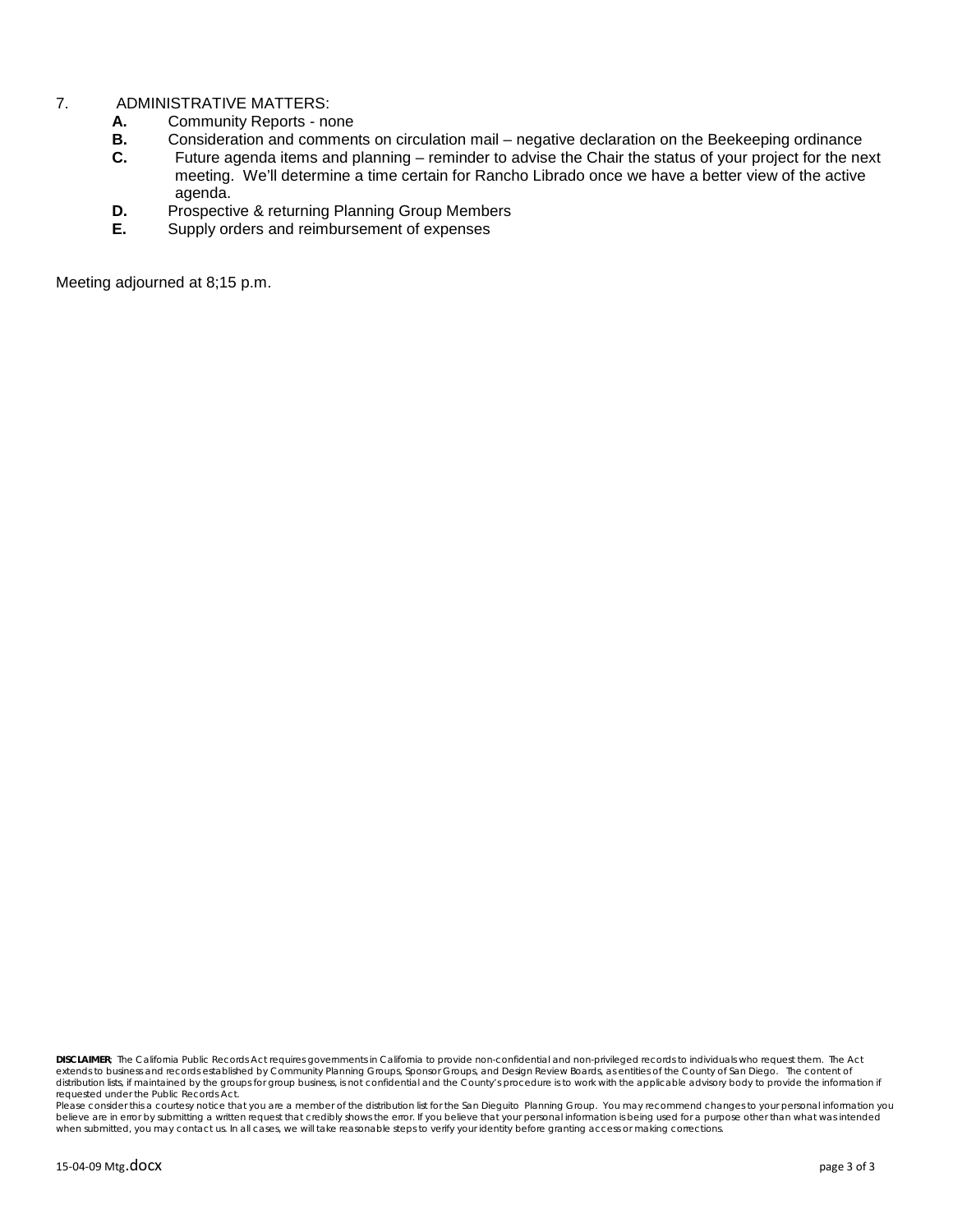7. ADMINISTRATIVE MATTERS:

   **A.** Community Reports - none
   
   **B.** Consideration and comments on circulation mail – negative declaration on the Beekeeping ordinance
   
   **C.** Future agenda items and planning – reminder to advise the Chair the status of your project for the next meeting. We'll determine a time certain for Rancho Librado once we have a better view of the active agenda.
   
   **D.** Prospective & returning Planning Group Members
   
   **E.** Supply orders and reimbursement of expenses

Meeting adjourned at 8;15 p.m.

**DISCLAIMER**; The California Public Records Act requires governments in California to provide non-confidential and non-privileged records to individuals who request them. The Act extends to business and records established by Community Planning Groups, Sponsor Groups, and Design Review Boards, as entities of the County of San Diego. The content of distribution lists, if maintained by the groups for group business, is not confidential and the County's procedure is to work with the applicable advisory body to provide the information if requested under the Public Records Act.

Please consider this a courtesy notice that you are a member of the distribution list for the San Dieguito Planning Group. You may recommend changes to your personal information you believe are in error by submitting a written request that credibly shows the error. If you believe that your personal information is being used for a purpose other than what was intended when submitted, you may contact us. In all cases, we will take reasonable steps to verify your identity before granting access or making corrections.

15-04-09 Mtg.docx